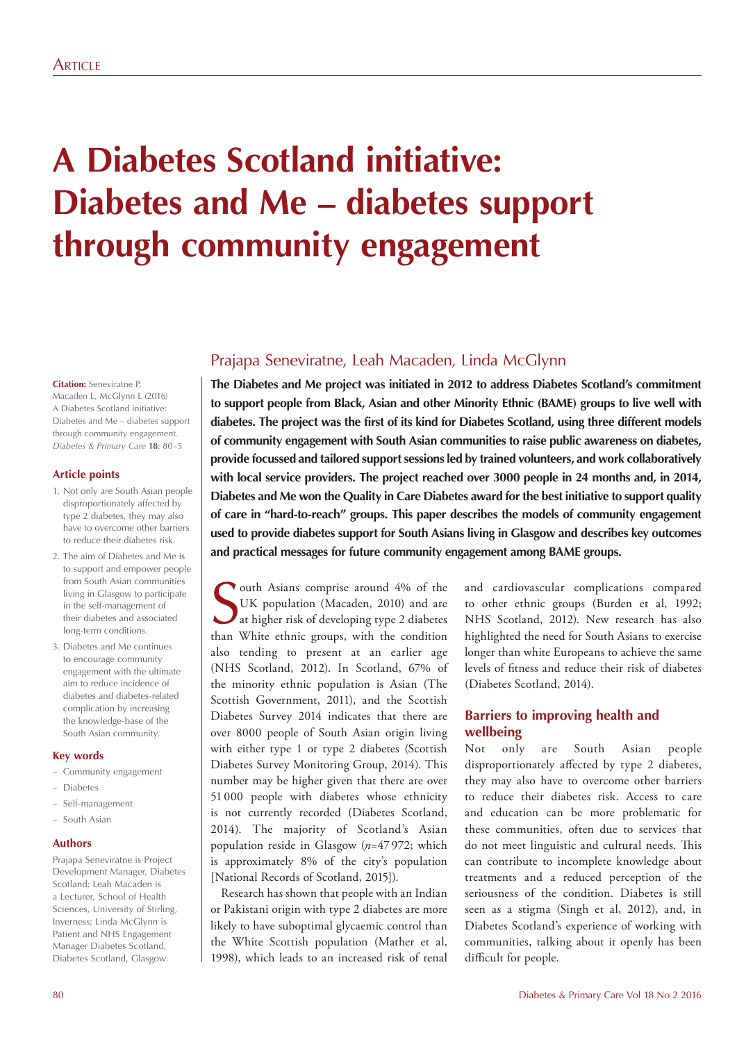# A Diabetes Scotland initiative: Diabetes and Me – diabetes support through community engagement

Prajapa Seneviratne, Leah Macaden, Linda McGlynn

**The Diabetes and Me project was initiated in 2012 to address Diabetes Scotland's commitment to support people from Black, Asian and other Minority Ethnic (BAME) groups to live well with diabetes. The project was the first of its kind for Diabetes Scotland, using three different models of community engagement with South Asian communities to raise public awareness on diabetes, provide focussed and tailored support sessions led by trained volunteers, and work collaboratively with local service providers. The project reached over 3000 people in 24 months and, in 2014, Diabetes and Me won the Quality in Care Diabetes award for the best initiative to support quality of care in "hard-to-reach" groups. This paper describes the models of community engagement used to provide diabetes support for South Asians living in Glasgow and describes key outcomes and practical messages for future community engagement among BAME groups.**

**Citation:** Seneviratne P, Macaden L, McGlynn L (2016) A Diabetes Scotland initiative: Diabetes and Me – diabetes support through community engagement. *Diabetes & Primary Care* **18**: 80–5

**Article points**

1. Not only are South Asian people disproportionately affected by type 2 diabetes, they may also have to overcome other barriers to reduce their diabetes risk.
2. The aim of Diabetes and Me is to support and empower people from South Asian communities living in Glasgow to participate in the self-management of their diabetes and associated long-term conditions.
3. Diabetes and Me continues to encourage community engagement with the ultimate aim to reduce incidence of diabetes and diabetes-related complication by increasing the knowledge-base of the South Asian community.

**Key words**

- Community engagement
- Diabetes
- Self-management
- South Asian

**Authors**

Prajapa Seneviratne is Project Development Manager, Diabetes Scotland; Leah Macaden is a Lecturer, School of Health Sciences, University of Stirling, Inverness; Linda McGlynn is Patient and NHS Engagement Manager Diabetes Scotland, Diabetes Scotland, Glasgow.

South Asians comprise around 4% of the UK population (Macaden, 2010) and are at higher risk of developing type 2 diabetes than White ethnic groups, with the condition also tending to present at an earlier age (NHS Scotland, 2012). In Scotland, 67% of the minority ethnic population is Asian (The Scottish Government, 2011), and the Scottish Diabetes Survey 2014 indicates that there are over 8000 people of South Asian origin living with either type 1 or type 2 diabetes (Scottish Diabetes Survey Monitoring Group, 2014). This number may be higher given that there are over 51 000 people with diabetes whose ethnicity is not currently recorded (Diabetes Scotland, 2014). The majority of Scotland's Asian population reside in Glasgow ($n$=47 972; which is approximately 8% of the city's population [National Records of Scotland, 2015]).

Research has shown that people with an Indian or Pakistani origin with type 2 diabetes are more likely to have suboptimal glycaemic control than the White Scottish population (Mather et al, 1998), which leads to an increased risk of renal and cardiovascular complications compared to other ethnic groups (Burden et al, 1992; NHS Scotland, 2012). New research has also highlighted the need for South Asians to exercise longer than white Europeans to achieve the same levels of fitness and reduce their risk of diabetes (Diabetes Scotland, 2014).

## Barriers to improving health and wellbeing

Not only are South Asian people disproportionately affected by type 2 diabetes, they may also have to overcome other barriers to reduce their diabetes risk. Access to care and education can be more problematic for these communities, often due to services that do not meet linguistic and cultural needs. This can contribute to incomplete knowledge about treatments and a reduced perception of the seriousness of the condition. Diabetes is still seen as a stigma (Singh et al, 2012), and, in Diabetes Scotland's experience of working with communities, talking about it openly has been difficult for people.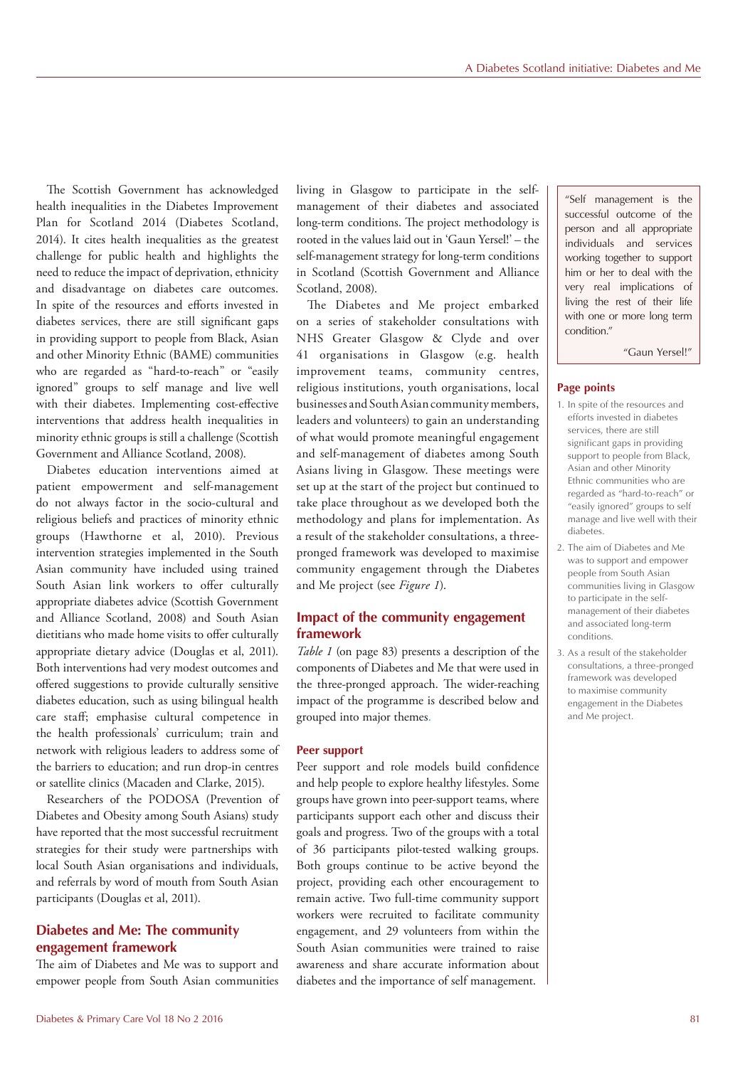The Scottish Government has acknowledged health inequalities in the Diabetes Improvement Plan for Scotland 2014 (Diabetes Scotland, 2014). It cites health inequalities as the greatest challenge for public health and highlights the need to reduce the impact of deprivation, ethnicity and disadvantage on diabetes care outcomes. In spite of the resources and efforts invested in diabetes services, there are still significant gaps in providing support to people from Black, Asian and other Minority Ethnic (BAME) communities who are regarded as "hard-to-reach" or "easily ignored" groups to self manage and live well with their diabetes. Implementing cost-effective interventions that address health inequalities in minority ethnic groups is still a challenge (Scottish Government and Alliance Scotland, 2008).

Diabetes education interventions aimed at patient empowerment and self-management do not always factor in the socio-cultural and religious beliefs and practices of minority ethnic groups (Hawthorne et al, 2010). Previous intervention strategies implemented in the South Asian community have included using trained South Asian link workers to offer culturally appropriate diabetes advice (Scottish Government and Alliance Scotland, 2008) and South Asian dietitians who made home visits to offer culturally appropriate dietary advice (Douglas et al, 2011). Both interventions had very modest outcomes and offered suggestions to provide culturally sensitive diabetes education, such as using bilingual health care staff; emphasise cultural competence in the health professionals' curriculum; train and network with religious leaders to address some of the barriers to education; and run drop-in centres or satellite clinics (Macaden and Clarke, 2015).

Researchers of the PODOSA (Prevention of Diabetes and Obesity among South Asians) study have reported that the most successful recruitment strategies for their study were partnerships with local South Asian organisations and individuals, and referrals by word of mouth from South Asian participants (Douglas et al, 2011).

## Diabetes and Me: The community engagement framework

The aim of Diabetes and Me was to support and empower people from South Asian communities living in Glasgow to participate in the self-management of their diabetes and associated long-term conditions. The project methodology is rooted in the values laid out in 'Gaun Yersel!' – the self-management strategy for long-term conditions in Scotland (Scottish Government and Alliance Scotland, 2008).

The Diabetes and Me project embarked on a series of stakeholder consultations with NHS Greater Glasgow & Clyde and over 41 organisations in Glasgow (e.g. health improvement teams, community centres, religious institutions, youth organisations, local businesses and South Asian community members, leaders and volunteers) to gain an understanding of what would promote meaningful engagement and self-management of diabetes among South Asians living in Glasgow. These meetings were set up at the start of the project but continued to take place throughout as we developed both the methodology and plans for implementation. As a result of the stakeholder consultations, a three-pronged framework was developed to maximise community engagement through the Diabetes and Me project (see *Figure 1*).

## Impact of the community engagement framework

*Table 1* (on page 83) presents a description of the components of Diabetes and Me that were used in the three-pronged approach. The wider-reaching impact of the programme is described below and grouped into major themes.

### Peer support

Peer support and role models build confidence and help people to explore healthy lifestyles. Some groups have grown into peer-support teams, where participants support each other and discuss their goals and progress. Two of the groups with a total of 36 participants pilot-tested walking groups. Both groups continue to be active beyond the project, providing each other encouragement to remain active. Two full-time community support workers were recruited to facilitate community engagement, and 29 volunteers from within the South Asian communities were trained to raise awareness and share accurate information about diabetes and the importance of self management.

> "Self management is the successful outcome of the person and all appropriate individuals and services working together to support him or her to deal with the very real implications of living the rest of their life with one or more long term condition."
>
> "Gaun Yersel!"

**Page points**

1. In spite of the resources and efforts invested in diabetes services, there are still significant gaps in providing support to people from Black, Asian and other Minority Ethnic communities who are regarded as "hard-to-reach" or "easily ignored" groups to self manage and live well with their diabetes.
2. The aim of Diabetes and Me was to support and empower people from South Asian communities living in Glasgow to participate in the self-management of their diabetes and associated long-term conditions.
3. As a result of the stakeholder consultations, a three-pronged framework was developed to maximise community engagement in the Diabetes and Me project.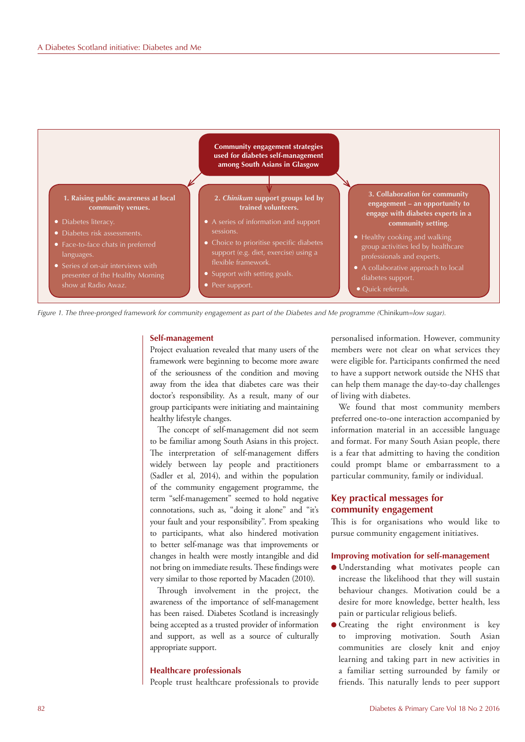**Community engagement strategies used for diabetes self-management among South Asians in Glasgow**

**1. Raising public awareness at local community venues.**

- Diabetes literacy.
- Diabetes risk assessments.
- Face-to-face chats in preferred languages.
- Series of on-air interviews with presenter of the Healthy Morning show at Radio Awaz.

**2. *Chinikum* support groups led by trained volunteers.**

- A series of information and support sessions.
- Choice to prioritise specific diabetes support (e.g. diet, exercise) using a flexible framework.
- Support with setting goals.
- Peer support.

**3. Collaboration for community engagement – an opportunity to engage with diabetes experts in a community setting.**

- Healthy cooking and walking group activities led by healthcare professionals and experts.
- A collaborative approach to local diabetes support.
- Quick referrals.

*Figure 1. The three-pronged framework for community engagement as part of the Diabetes and Me programme (*Chinikum*=low sugar).*

## Self-management

Project evaluation revealed that many users of the framework were beginning to become more aware of the seriousness of the condition and moving away from the idea that diabetes care was their doctor's responsibility. As a result, many of our group participants were initiating and maintaining healthy lifestyle changes.

The concept of self-management did not seem to be familiar among South Asians in this project. The interpretation of self-management differs widely between lay people and practitioners (Sadler et al, 2014), and within the population of the community engagement programme, the term "self-management" seemed to hold negative connotations, such as, "doing it alone" and "it's your fault and your responsibility". From speaking to participants, what also hindered motivation to better self-manage was that improvements or changes in health were mostly intangible and did not bring on immediate results. These findings were very similar to those reported by Macaden (2010).

Through involvement in the project, the awareness of the importance of self-management has been raised. Diabetes Scotland is increasingly being accepted as a trusted provider of information and support, as well as a source of culturally appropriate support.

## Healthcare professionals

People trust healthcare professionals to provide personalised information. However, community members were not clear on what services they were eligible for. Participants confirmed the need to have a support network outside the NHS that can help them manage the day-to-day challenges of living with diabetes.

We found that most community members preferred one-to-one interaction accompanied by information material in an accessible language and format. For many South Asian people, there is a fear that admitting to having the condition could prompt blame or embarrassment to a particular community, family or individual.

## Key practical messages for community engagement

This is for organisations who would like to pursue community engagement initiatives.

### Improving motivation for self-management

- Understanding what motivates people can increase the likelihood that they will sustain behaviour changes. Motivation could be a desire for more knowledge, better health, less pain or particular religious beliefs.
- Creating the right environment is key to improving motivation. South Asian communities are closely knit and enjoy learning and taking part in new activities in a familiar setting surrounded by family or friends. This naturally lends to peer support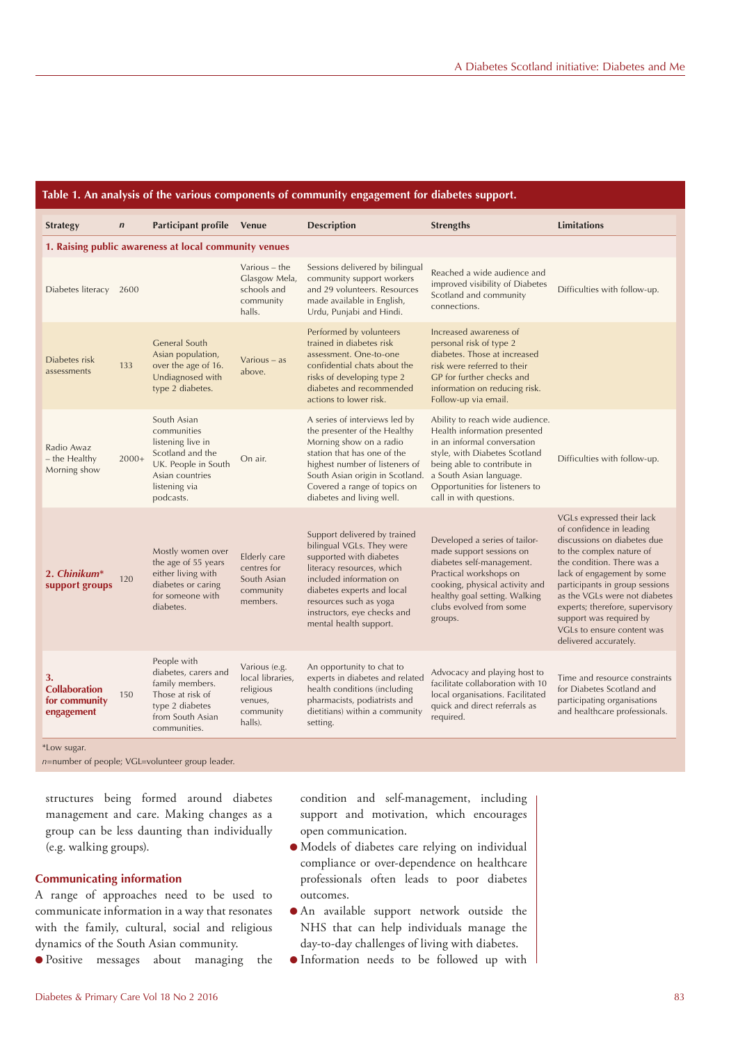**Table 1. An analysis of the various components of community engagement for diabetes support.**

| Strategy | *n* | Participant profile | Venue | Description | Strengths | Limitations |
|---|---|---|---|---|---|---|
| **1. Raising public awareness at local community venues** | | | | | | |
| Diabetes literacy | 2600 | | Various – the Glasgow Mela, schools and community halls. | Sessions delivered by bilingual community support workers and 29 volunteers. Resources made available in English, Urdu, Punjabi and Hindi. | Reached a wide audience and improved visibility of Diabetes Scotland and community connections. | Difficulties with follow-up. |
| Diabetes risk assessments | 133 | General South Asian population, over the age of 16. Undiagnosed with type 2 diabetes. | Various – as above. | Performed by volunteers trained in diabetes risk assessment. One-to-one confidential chats about the risks of developing type 2 diabetes and recommended actions to lower risk. | Increased awareness of personal risk of type 2 diabetes. Those at increased risk were referred to their GP for further checks and information on reducing risk. Follow-up via email. | |
| Radio Awaz – the Healthy Morning show | 2000+ | South Asian communities listening live in Scotland and the UK. People in South Asian countries listening via podcasts. | On air. | A series of interviews led by the presenter of the Healthy Morning show on a radio station that has one of the highest number of listeners of South Asian origin in Scotland. Covered a range of topics on diabetes and living well. | Ability to reach wide audience. Health information presented in an informal conversation style, with Diabetes Scotland being able to contribute in a South Asian language. Opportunities for listeners to call in with questions. | Difficulties with follow-up. |
| **2. *Chinikum*\* support groups** | 120 | Mostly women over the age of 55 years either living with diabetes or caring for someone with diabetes. | Elderly care centres for South Asian community members. | Support delivered by trained bilingual VGLs. They were supported with diabetes literacy resources, which included information on diabetes experts and local resources such as yoga instructors, eye checks and mental health support. | Developed a series of tailor-made support sessions on diabetes self-management. Practical workshops on cooking, physical activity and healthy goal setting. Walking clubs evolved from some groups. | VGLs expressed their lack of confidence in leading discussions on diabetes due to the complex nature of the condition. There was a lack of engagement by some participants in group sessions as the VGLs were not diabetes experts; therefore, supervisory support was required by VGLs to ensure content was delivered accurately. |
| **3. Collaboration for community engagement** | 150 | People with diabetes, carers and family members. Those at risk of type 2 diabetes from South Asian communities. | Various (e.g. local libraries, religious venues, community halls). | An opportunity to chat to experts in diabetes and related health conditions (including pharmacists, podiatrists and dietitians) within a community setting. | Advocacy and playing host to facilitate collaboration with 10 local organisations. Facilitated quick and direct referrals as required. | Time and resource constraints for Diabetes Scotland and participating organisations and healthcare professionals. |

*Low sugar.
*n*=number of people; VGL=volunteer group leader.

structures being formed around diabetes management and care. Making changes as a group can be less daunting than individually (e.g. walking groups).

### Communicating information

A range of approaches need to be used to communicate information in a way that resonates with the family, cultural, social and religious dynamics of the South Asian community.

- Positive messages about managing the condition and self-management, including support and motivation, which encourages open communication.
- Models of diabetes care relying on individual compliance or over-dependence on healthcare professionals often leads to poor diabetes outcomes.
- An available support network outside the NHS that can help individuals manage the day-to-day challenges of living with diabetes.
- Information needs to be followed up with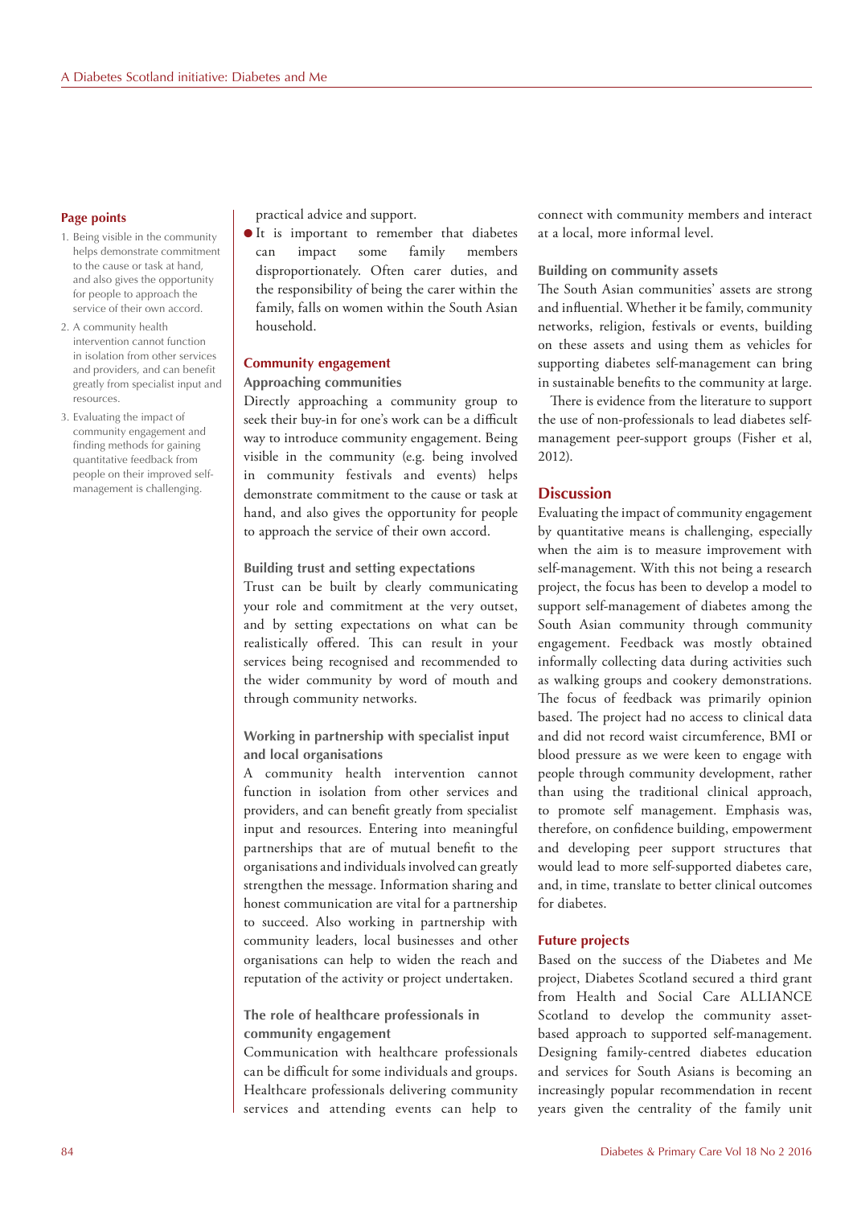## Page points

1. Being visible in the community helps demonstrate commitment to the cause or task at hand, and also gives the opportunity for people to approach the service of their own accord.
2. A community health intervention cannot function in isolation from other services and providers, and can benefit greatly from specialist input and resources.
3. Evaluating the impact of community engagement and finding methods for gaining quantitative feedback from people on their improved self-management is challenging.

practical advice and support.

- It is important to remember that diabetes can impact some family members disproportionately. Often carer duties, and the responsibility of being the carer within the family, falls on women within the South Asian household.

## Community engagement

### Approaching communities

Directly approaching a community group to seek their buy-in for one's work can be a difficult way to introduce community engagement. Being visible in the community (e.g. being involved in community festivals and events) helps demonstrate commitment to the cause or task at hand, and also gives the opportunity for people to approach the service of their own accord.

### Building trust and setting expectations

Trust can be built by clearly communicating your role and commitment at the very outset, and by setting expectations on what can be realistically offered. This can result in your services being recognised and recommended to the wider community by word of mouth and through community networks.

### Working in partnership with specialist input and local organisations

A community health intervention cannot function in isolation from other services and providers, and can benefit greatly from specialist input and resources. Entering into meaningful partnerships that are of mutual benefit to the organisations and individuals involved can greatly strengthen the message. Information sharing and honest communication are vital for a partnership to succeed. Also working in partnership with community leaders, local businesses and other organisations can help to widen the reach and reputation of the activity or project undertaken.

### The role of healthcare professionals in community engagement

Communication with healthcare professionals can be difficult for some individuals and groups. Healthcare professionals delivering community services and attending events can help to connect with community members and interact at a local, more informal level.

### Building on community assets

The South Asian communities' assets are strong and influential. Whether it be family, community networks, religion, festivals or events, building on these assets and using them as vehicles for supporting diabetes self-management can bring in sustainable benefits to the community at large.

There is evidence from the literature to support the use of non-professionals to lead diabetes self-management peer-support groups (Fisher et al, 2012).

## Discussion

Evaluating the impact of community engagement by quantitative means is challenging, especially when the aim is to measure improvement with self-management. With this not being a research project, the focus has been to develop a model to support self-management of diabetes among the South Asian community through community engagement. Feedback was mostly obtained informally collecting data during activities such as walking groups and cookery demonstrations. The focus of feedback was primarily opinion based. The project had no access to clinical data and did not record waist circumference, BMI or blood pressure as we were keen to engage with people through community development, rather than using the traditional clinical approach, to promote self management. Emphasis was, therefore, on confidence building, empowerment and developing peer support structures that would lead to more self-supported diabetes care, and, in time, translate to better clinical outcomes for diabetes.

### Future projects

Based on the success of the Diabetes and Me project, Diabetes Scotland secured a third grant from Health and Social Care ALLIANCE Scotland to develop the community asset-based approach to supported self-management. Designing family-centred diabetes education and services for South Asians is becoming an increasingly popular recommendation in recent years given the centrality of the family unit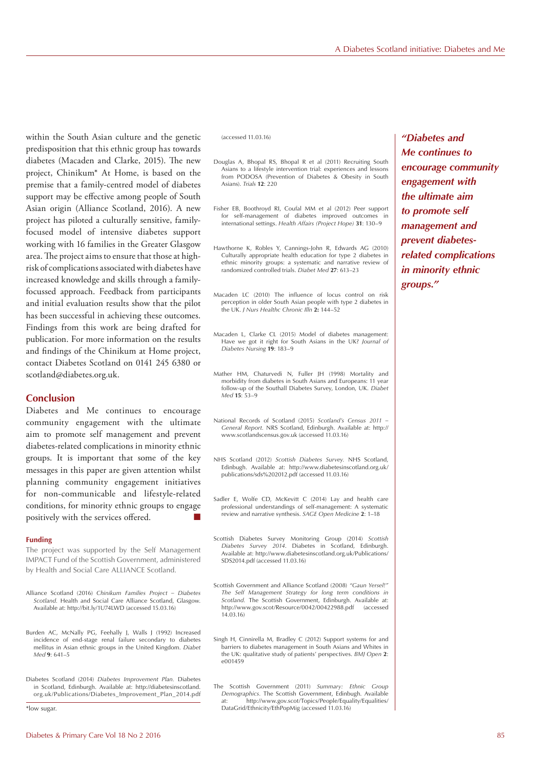within the South Asian culture and the genetic predisposition that this ethnic group has towards diabetes (Macaden and Clarke, 2015). The new project, Chinikum* At Home, is based on the premise that a family-centred model of diabetes support may be effective among people of South Asian origin (Alliance Scotland, 2016). A new project has piloted a culturally sensitive, family-focused model of intensive diabetes support working with 16 families in the Greater Glasgow area. The project aims to ensure that those at high-risk of complications associated with diabetes have increased knowledge and skills through a family-focussed approach. Feedback from participants and initial evaluation results show that the pilot has been successful in achieving these outcomes. Findings from this work are being drafted for publication. For more information on the results and findings of the Chinikum at Home project, contact Diabetes Scotland on 0141 245 6380 or scotland@diabetes.org.uk.

## Conclusion

Diabetes and Me continues to encourage community engagement with the ultimate aim to promote self management and prevent diabetes-related complications in minority ethnic groups. It is important that some of the key messages in this paper are given attention whilst planning community engagement initiatives for non-communicable and lifestyle-related conditions, for minority ethnic groups to engage positively with the services offered. ■

#### Funding

The project was supported by the Self Management IMPACT Fund of the Scottish Government, administered by Health and Social Care ALLIANCE Scotland.

Alliance Scotland (2016) *Chinikum Families Project – Diabetes Scotland.* Health and Social Care Alliance Scotland, Glasgow. Available at: http://bit.ly/1U74LWD (accessed 15.03.16)

Burden AC, McNally PG, Feehally J, Walls J (1992) Increased incidence of end-stage renal failure secondary to diabetes mellitus in Asian ethnic groups in the United Kingdom. *Diabet Med* **9**: 641–5

Diabetes Scotland (2014) *Diabetes Improvement Plan.* Diabetes in Scotland, Edinburgh. Available at: http://diabetesinscotland.org.uk/Publications/Diabetes_Improvement_Plan_2014.pdf (accessed 11.03.16)

Douglas A, Bhopal RS, Bhopal R et al (2011) Recruiting South Asians to a lifestyle intervention trial: experiences and lessons from PODOSA (Prevention of Diabetes & Obesity in South Asians). *Trials* **12**: 220

Fisher EB, Boothroyd RI, Coufal MM et al (2012) Peer support for self-management of diabetes improved outcomes in international settings. *Health Affairs (Project Hope)* **31**: 130–9

Hawthorne K, Robles Y, Cannings-John R, Edwards AG (2010) Culturally appropriate health education for type 2 diabetes in ethnic minority groups: a systematic and narrative review of randomized controlled trials. *Diabet Med* **27**: 613–23

Macaden LC (2010) The influence of locus control on risk perception in older South Asian people with type 2 diabetes in the UK. *J Nurs Healthc Chronic Illn* **2:** 144–52

Macaden L, Clarke CL (2015) Model of diabetes management: Have we got it right for South Asians in the UK? *Journal of Diabetes Nursing* **19**: 183–9

Mather HM, Chaturvedi N, Fuller JH (1998) Mortality and morbidity from diabetes in South Asians and Europeans: 11 year follow-up of the Southall Diabetes Survey, London, UK. *Diabet Med* **15**: 53–9

National Records of Scotland (2015) *Scotland's Census 2011 – General Report.* NRS Scotland, Edinburgh. Available at: http://www.scotlandscensus.gov.uk (accessed 11.03.16)

NHS Scotland (2012) *Scottish Diabetes Survey.* NHS Scotland, Edinbugh. Available at: http://www.diabetesinscotland.org.uk/publications/sds%202012.pdf (accessed 11.03.16)

Sadler E, Wolfe CD, McKevitt C (2014) Lay and health care professional understandings of self-management: A systematic review and narrative synthesis. *SAGE Open Medicine* **2**: 1–18

Scottish Diabetes Survey Monitoring Group (2014) *Scottish Diabetes Survey 2014.* Diabetes in Scotland, Edinburgh. Available at: http://www.diabetesinscotland.org.uk/Publications/SDS2014.pdf (accessed 11.03.16)

Scottish Government and Alliance Scotland (2008) *"Gaun Yersel!" The Self Management Strategy for long term conditions in Scotland.* The Scottish Government, Edinburgh. Available at: http://www.gov.scot/Resource/0042/00422988.pdf (accessed 14.03.16)

Singh H, Cinnirella M, Bradley C (2012) Support systems for and barriers to diabetes management in South Asians and Whites in the UK: qualitative study of patients' perspectives. *BMJ Open* **2**: e001459

The Scottish Government (2011) *Summary: Ethnic Group Demographics.* The Scottish Government, Edinburgh. Available at: http://www.gov.scot/Topics/People/Equality/Equalities/DataGrid/Ethnicity/EthPopMig (accessed 11.03.16)

*"Diabetes and Me continues to encourage community engagement with the ultimate aim to promote self management and prevent diabetes-related complications in minority ethnic groups."*

*low sugar.